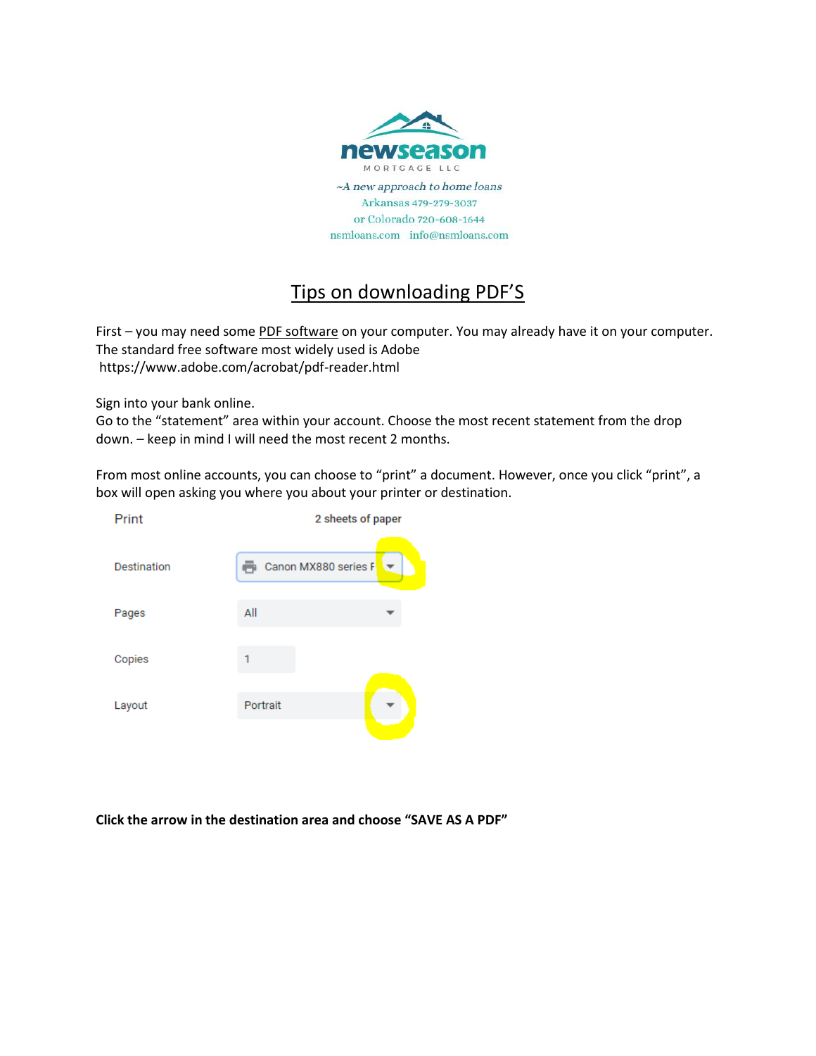newseason
MORTGAGE LLC

*~A new approach to home loans*
Arkansas 479-279-3037
or Colorado 720-608-1644
nsmloans.com info@nsmloans.com

# Tips on downloading PDF'S

First – you may need some PDF software on your computer. You may already have it on your computer. The standard free software most widely used is Adobe
https://www.adobe.com/acrobat/pdf-reader.html

Sign into your bank online.
Go to the "statement" area within your account. Choose the most recent statement from the drop down. – keep in mind I will need the most recent 2 months.

From most online accounts, you can choose to "print" a document. However, once you click "print", a box will open asking you where you about your printer or destination.

| Print | 2 sheets of paper |
|---|---|
| Destination | Canon MX880 series F |
| Pages | All |
| Copies | 1 |
| Layout | Portrait |

**Click the arrow in the destination area and choose "SAVE AS A PDF"**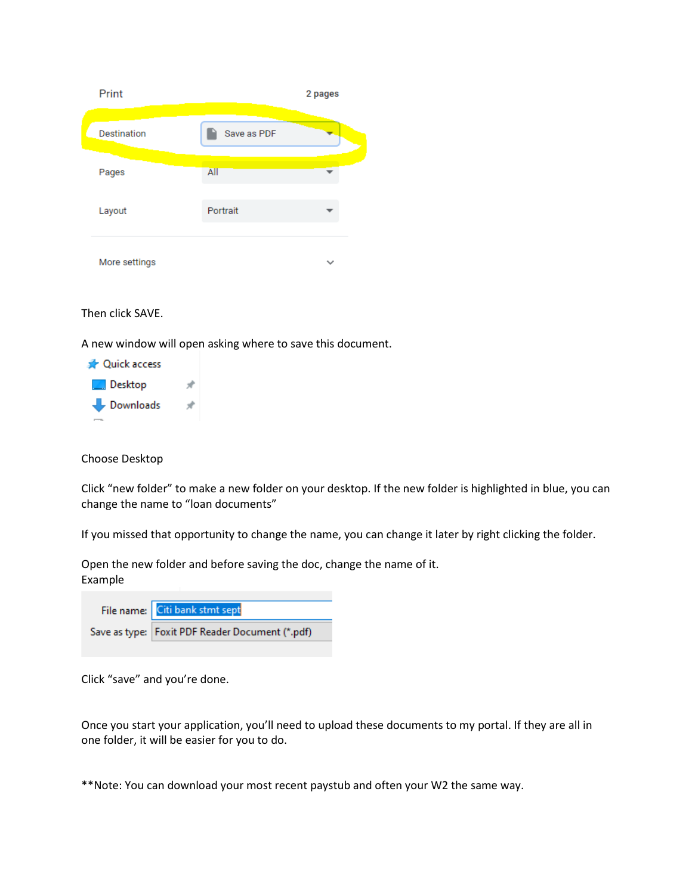Print 2 pages

Destination Save as PDF

Pages All

Layout Portrait

More settings

Then click SAVE.

A new window will open asking where to save this document.

Quick access

Desktop

Downloads

Choose Desktop

Click "new folder" to make a new folder on your desktop. If the new folder is highlighted in blue, you can change the name to "loan documents"

If you missed that opportunity to change the name, you can change it later by right clicking the folder.

Open the new folder and before saving the doc, change the name of it.
Example

File name: Citi bank stmt sept

Save as type: Foxit PDF Reader Document (*.pdf)

Click "save" and you're done.

Once you start your application, you'll need to upload these documents to my portal. If they are all in one folder, it will be easier for you to do.

**Note: You can download your most recent paystub and often your W2 the same way.